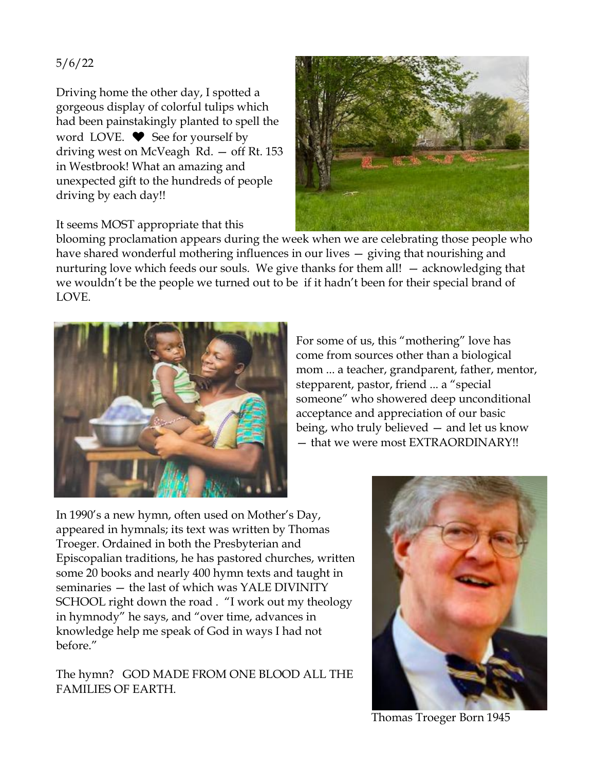5/6/22

Driving home the other day, I spotted a gorgeous display of colorful tulips which had been painstakingly planted to spell the word LOVE. ❤ See for yourself by driving west on McVeagh Rd. — off Rt. 153 in Westbrook! What an amazing and unexpected gift to the hundreds of people driving by each day!!

It seems MOST appropriate that this blooming proclamation appears during the week when we are celebrating those people who have shared wonderful mothering influences in our lives — giving that nourishing and nurturing love which feeds our souls. We give thanks for them all! — acknowledging that we wouldn't be the people we turned out to be if it hadn't been for their special brand of LOVE.

For some of us, this "mothering" love has come from sources other than a biological mom ... a teacher, grandparent, father, mentor, stepparent, pastor, friend ... a "special someone" who showered deep unconditional acceptance and appreciation of our basic being, who truly believed — and let us know — that we were most EXTRAORDINARY!!

In 1990's a new hymn, often used on Mother's Day, appeared in hymnals; its text was written by Thomas Troeger. Ordained in both the Presbyterian and Episcopalian traditions, he has pastored churches, written some 20 books and nearly 400 hymn texts and taught in seminaries — the last of which was YALE DIVINITY SCHOOL right down the road . "I work out my theology in hymnody" he says, and "over time, advances in knowledge help me speak of God in ways I had not before."

The hymn? GOD MADE FROM ONE BLOOD ALL THE FAMILIES OF EARTH.

Thomas Troeger Born 1945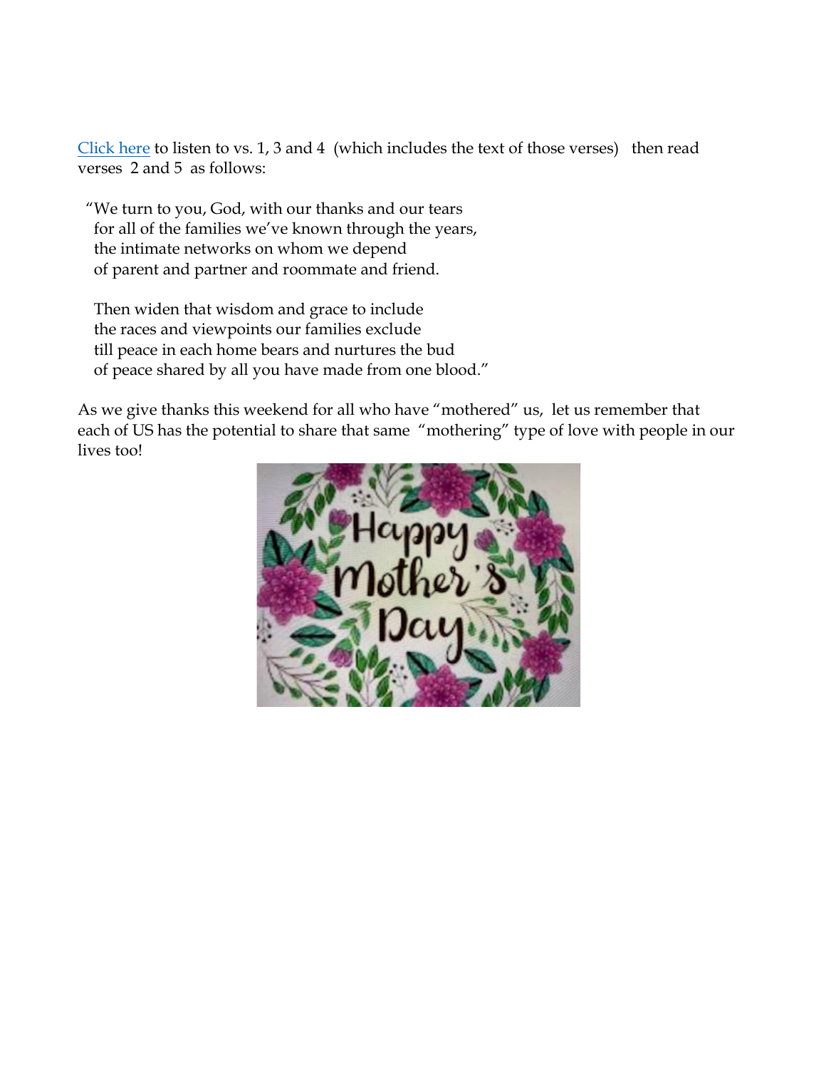Click here to listen to vs. 1, 3 and 4 (which includes the text of those verses) then read verses 2 and 5 as follows:

"We turn to you, God, with our thanks and our tears
for all of the families we've known through the years,
the intimate networks on whom we depend
of parent and partner and roommate and friend.

Then widen that wisdom and grace to include
the races and viewpoints our families exclude
till peace in each home bears and nurtures the bud
of peace shared by all you have made from one blood."

As we give thanks this weekend for all who have "mothered" us, let us remember that each of US has the potential to share that same "mothering" type of love with people in our lives too!

Happy Mother's Day